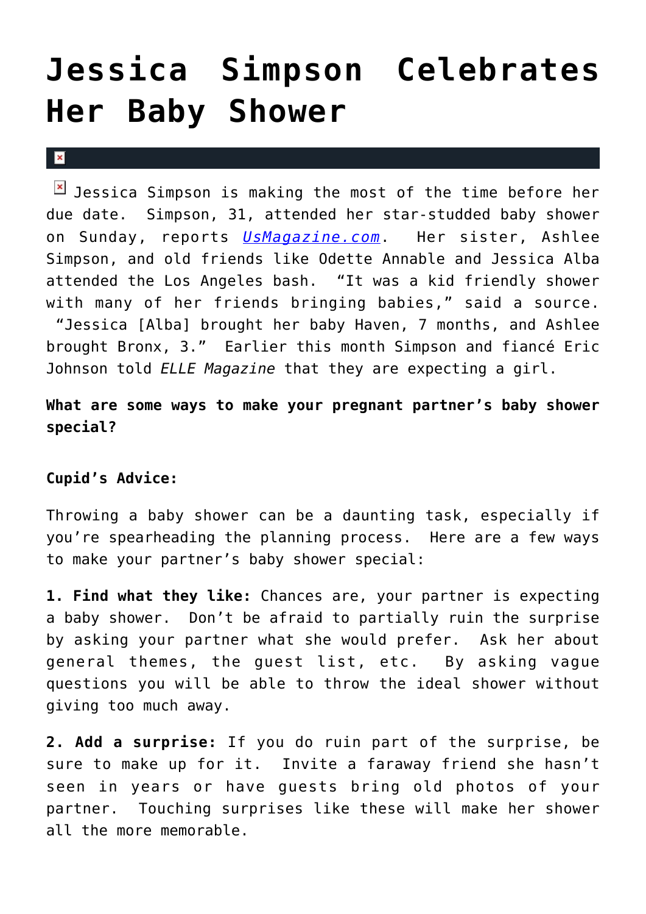# Jessica Simpson Celebrates Her Baby Shower

Jessica Simpson is making the most of the time before her due date. Simpson, 31, attended her star-studded baby shower on Sunday, reports [UsMagazine.com](UsMagazine.com). Her sister, Ashlee Simpson, and old friends like Odette Annable and Jessica Alba attended the Los Angeles bash. "It was a kid friendly shower with many of her friends bringing babies," said a source. "Jessica [Alba] brought her baby Haven, 7 months, and Ashlee brought Bronx, 3." Earlier this month Simpson and fiancé Eric Johnson told *ELLE Magazine* that they are expecting a girl.

**What are some ways to make your pregnant partner's baby shower special?**

**Cupid's Advice:**

Throwing a baby shower can be a daunting task, especially if you're spearheading the planning process. Here are a few ways to make your partner's baby shower special:

**1. Find what they like:** Chances are, your partner is expecting a baby shower. Don't be afraid to partially ruin the surprise by asking your partner what she would prefer. Ask her about general themes, the guest list, etc. By asking vague questions you will be able to throw the ideal shower without giving too much away.

**2. Add a surprise:** If you do ruin part of the surprise, be sure to make up for it. Invite a faraway friend she hasn't seen in years or have guests bring old photos of your partner. Touching surprises like these will make her shower all the more memorable.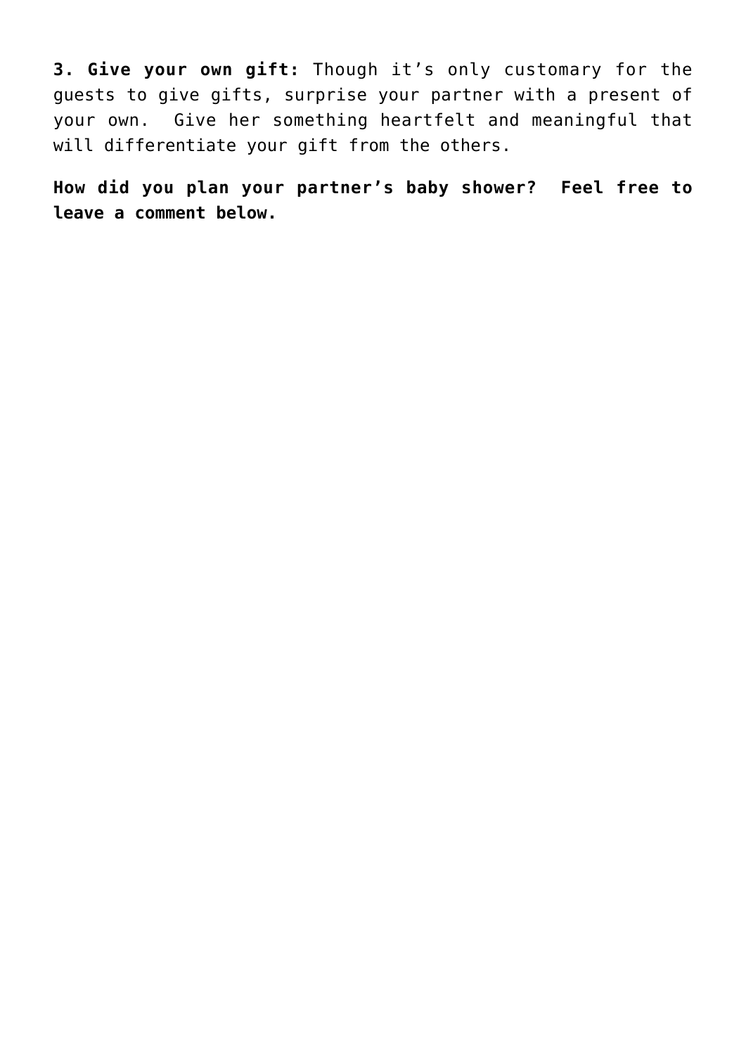**3. Give your own gift:** Though it's only customary for the guests to give gifts, surprise your partner with a present of your own. Give her something heartfelt and meaningful that will differentiate your gift from the others.

**How did you plan your partner's baby shower? Feel free to leave a comment below.**